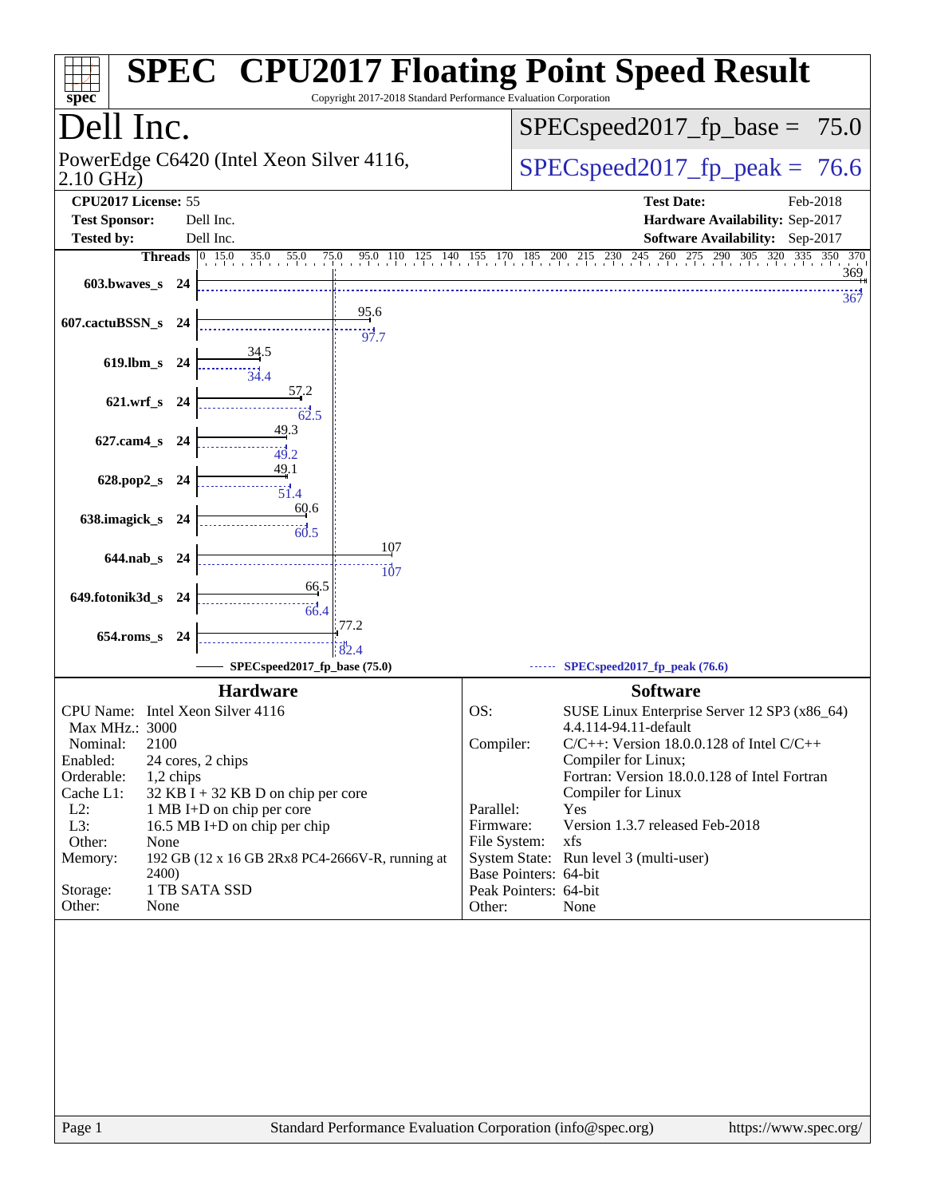# SPEC CPU2017 Floating Point Speed Result

Copyright 2017-2018 Standard Performance Evaluation Corporation

## Dell Inc.

PowerEdge C6420 (Intel Xeon Silver 4116, 2.10 GHz)

SPECspeed2017_fp_base = 75.0

SPECspeed2017_fp_peak = 76.6

**CPU2017 License:** 55
**Test Sponsor:** Dell Inc.
**Tested by:** Dell Inc.

**Test Date:** Feb-2018
**Hardware Availability:** Sep-2017
**Software Availability:** Sep-2017

| Benchmark | Threads | Base | Peak |
|---|---|---|---|
| 603.bwaves_s | 24 | 369 | 367 |
| 607.cactuBSSN_s | 24 | 95.6 | 97.7 |
| 619.lbm_s | 24 | 34.5 | 34.4 |
| 621.wrf_s | 24 | 57.2 | 62.5 |
| 627.cam4_s | 24 | 49.3 | 49.2 |
| 628.pop2_s | 24 | 49.1 | 51.4 |
| 638.imagick_s | 24 | 60.6 | 60.5 |
| 644.nab_s | 24 | 107 | 107 |
| 649.fotonik3d_s | 24 | 66.5 | 66.4 |
| 654.roms_s | 24 | 77.2 | 82.4 |

SPECspeed2017_fp_base (75.0) — SPECspeed2017_fp_peak (76.6)

### Hardware

- **CPU Name:** Intel Xeon Silver 4116
- **Max MHz.:** 3000
- **Nominal:** 2100
- **Enabled:** 24 cores, 2 chips
- **Orderable:** 1,2 chips
- **Cache L1:** 32 KB I + 32 KB D on chip per core
- **L2:** 1 MB I+D on chip per core
- **L3:** 16.5 MB I+D on chip per chip
- **Other:** None
- **Memory:** 192 GB (12 x 16 GB 2Rx8 PC4-2666V-R, running at 2400)
- **Storage:** 1 TB SATA SSD
- **Other:** None

### Software

- **OS:** SUSE Linux Enterprise Server 12 SP3 (x86_64) 4.4.114-94.11-default
- **Compiler:** C/C++: Version 18.0.0.128 of Intel C/C++ Compiler for Linux; Fortran: Version 18.0.0.128 of Intel Fortran Compiler for Linux
- **Parallel:** Yes
- **Firmware:** Version 1.3.7 released Feb-2018
- **File System:** xfs
- **System State:** Run level 3 (multi-user)
- **Base Pointers:** 64-bit
- **Peak Pointers:** 64-bit
- **Other:** None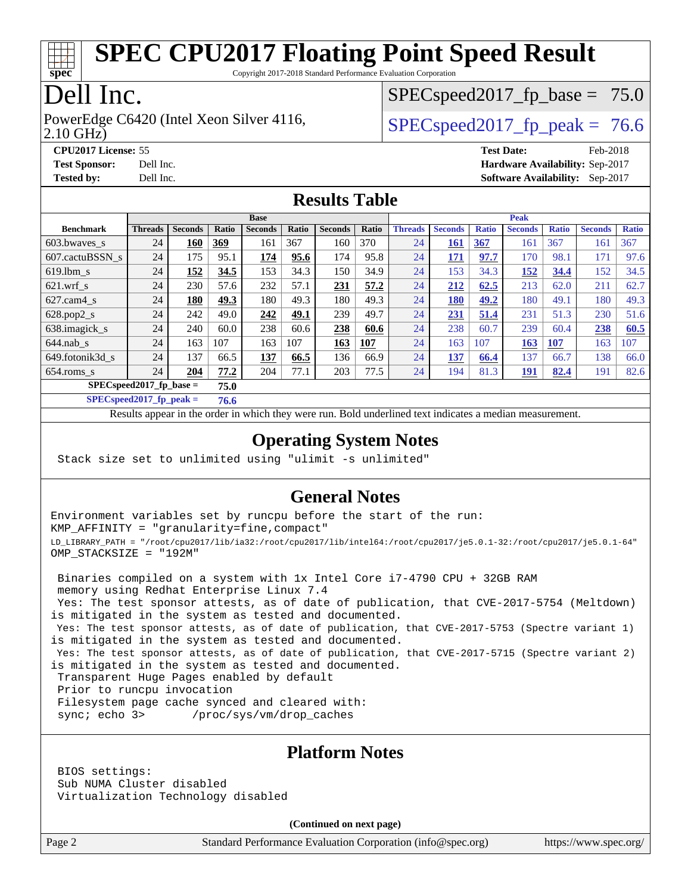# SPEC CPU2017 Floating Point Speed Result

Copyright 2017-2018 Standard Performance Evaluation Corporation

## Dell Inc.

PowerEdge C6420 (Intel Xeon Silver 4116, 2.10 GHz)

SPECspeed2017_fp_base = 75.0

SPECspeed2017_fp_peak = 76.6

**CPU2017 License:** 55
**Test Sponsor:** Dell Inc.
**Tested by:** Dell Inc.

**Test Date:** Feb-2018
**Hardware Availability:** Sep-2017
**Software Availability:** Sep-2017

## Results Table

| | Base | | | | | | | Peak | | | | | | |
|---|---|---|---|---|---|---|---|---|---|---|---|---|---|---|
| **Benchmark** | **Threads** | **Seconds** | **Ratio** | **Seconds** | **Ratio** | **Seconds** | **Ratio** | **Threads** | **Seconds** | **Ratio** | **Seconds** | **Ratio** | **Seconds** | **Ratio** |
| 603.bwaves_s | 24 | **160** | **369** | 161 | 367 | 160 | 370 | 24 | **161** | **367** | 161 | 367 | 161 | 367 |
| 607.cactuBSSN_s | 24 | 175 | 95.1 | **174** | **95.6** | 174 | 95.8 | 24 | **171** | **97.7** | 170 | 98.1 | 171 | 97.6 |
| 619.lbm_s | 24 | **152** | **34.5** | 153 | 34.3 | 150 | 34.9 | 24 | 153 | 34.3 | **152** | **34.4** | 152 | 34.5 |
| 621.wrf_s | 24 | 230 | 57.6 | 232 | 57.1 | **231** | **57.2** | 24 | **212** | **62.5** | 213 | 62.0 | 211 | 62.7 |
| 627.cam4_s | 24 | **180** | **49.3** | 180 | 49.3 | 180 | 49.3 | 24 | **180** | **49.2** | 180 | 49.1 | 180 | 49.3 |
| 628.pop2_s | 24 | 242 | 49.0 | **242** | **49.1** | 239 | 49.7 | 24 | **231** | **51.4** | 231 | 51.3 | 230 | 51.6 |
| 638.imagick_s | 24 | 240 | 60.0 | 238 | 60.6 | **238** | **60.6** | 24 | 238 | 60.7 | 239 | 60.4 | **238** | **60.5** |
| 644.nab_s | 24 | 163 | 107 | 163 | 107 | **163** | **107** | 24 | 163 | 107 | **163** | **107** | 163 | 107 |
| 649.fotonik3d_s | 24 | 137 | 66.5 | **137** | **66.5** | 136 | 66.9 | 24 | **137** | **66.4** | 137 | 66.7 | 138 | 66.0 |
| 654.roms_s | 24 | **204** | **77.2** | 204 | 77.1 | 203 | 77.5 | 24 | 194 | 81.3 | **191** | **82.4** | 191 | 82.6 |

**SPECspeed2017_fp_base = 75.0**

**SPECspeed2017_fp_peak = 76.6**

Results appear in the order in which they were run. Bold underlined text indicates a median measurement.

## Operating System Notes

```
Stack size set to unlimited using "ulimit -s unlimited"
```

## General Notes

```
Environment variables set by runcpu before the start of the run:
KMP_AFFINITY = "granularity=fine,compact"
LD_LIBRARY_PATH = "/root/cpu2017/lib/ia32:/root/cpu2017/lib/intel64:/root/cpu2017/je5.0.1-32:/root/cpu2017/je5.0.1-64"
OMP_STACKSIZE = "192M"

 Binaries compiled on a system with 1x Intel Core i7-4790 CPU + 32GB RAM
 memory using Redhat Enterprise Linux 7.4
 Yes: The test sponsor attests, as of date of publication, that CVE-2017-5754 (Meltdown)
is mitigated in the system as tested and documented.
 Yes: The test sponsor attests, as of date of publication, that CVE-2017-5753 (Spectre variant 1)
is mitigated in the system as tested and documented.
 Yes: The test sponsor attests, as of date of publication, that CVE-2017-5715 (Spectre variant 2)
is mitigated in the system as tested and documented.
 Transparent Huge Pages enabled by default
 Prior to runcpu invocation
 Filesystem page cache synced and cleared with:
 sync; echo 3>       /proc/sys/vm/drop_caches
```

## Platform Notes

```
BIOS settings:
Sub NUMA Cluster disabled
Virtualization Technology disabled
```

**(Continued on next page)**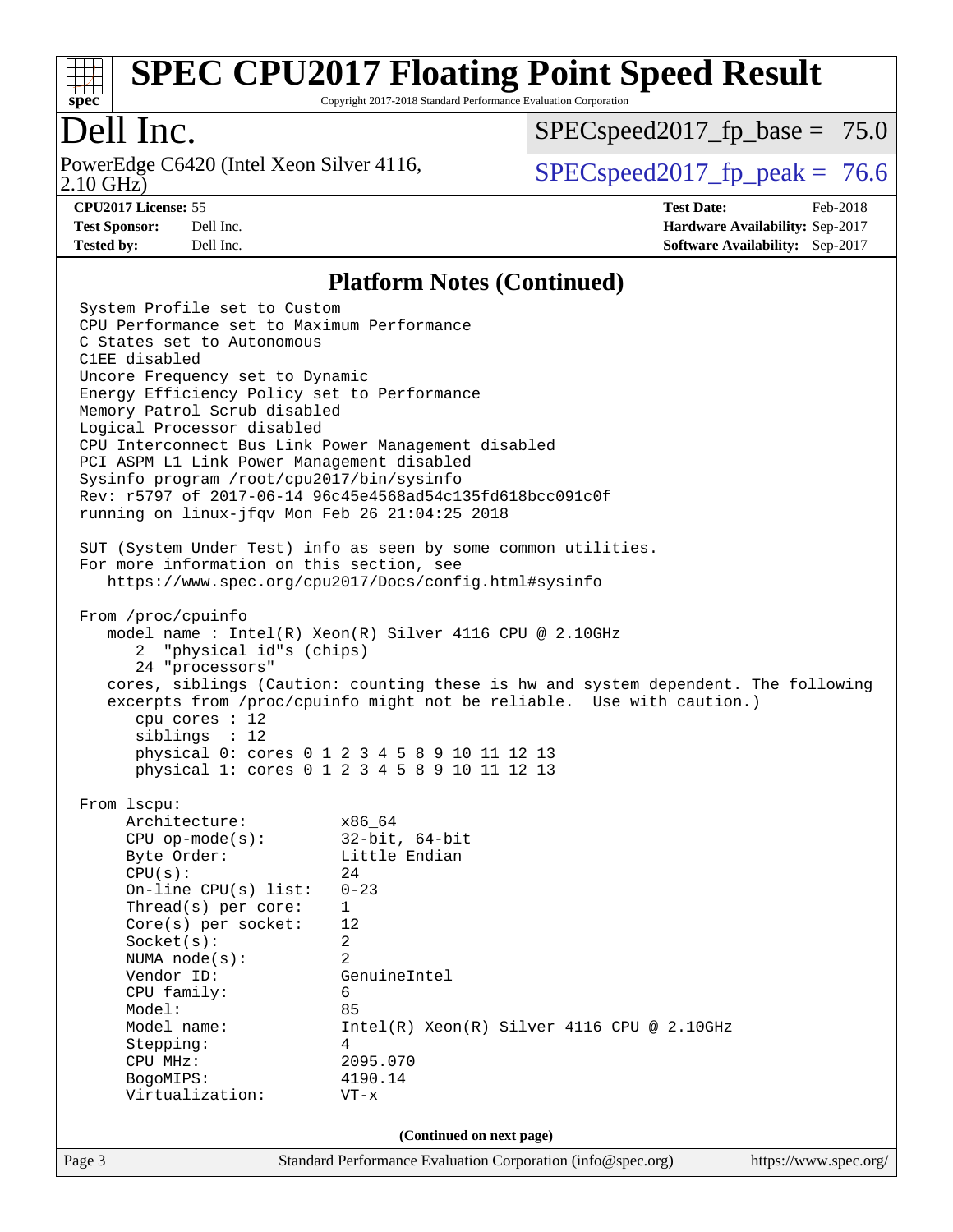# SPEC CPU2017 Floating Point Speed Result

Copyright 2017-2018 Standard Performance Evaluation Corporation

## Dell Inc.

PowerEdge C6420 (Intel Xeon Silver 4116, 2.10 GHz)

SPECspeed2017_fp_base = 75.0

SPECspeed2017_fp_peak = 76.6

**CPU2017 License:** 55
**Test Sponsor:** Dell Inc.
**Tested by:** Dell Inc.

**Test Date:** Feb-2018
**Hardware Availability:** Sep-2017
**Software Availability:** Sep-2017

### Platform Notes (Continued)

```
System Profile set to Custom
CPU Performance set to Maximum Performance
C States set to Autonomous
C1EE disabled
Uncore Frequency set to Dynamic
Energy Efficiency Policy set to Performance
Memory Patrol Scrub disabled
Logical Processor disabled
CPU Interconnect Bus Link Power Management disabled
PCI ASPM L1 Link Power Management disabled
Sysinfo program /root/cpu2017/bin/sysinfo
Rev: r5797 of 2017-06-14 96c45e4568ad54c135fd618bcc091c0f
running on linux-jfqv Mon Feb 26 21:04:25 2018

SUT (System Under Test) info as seen by some common utilities.
For more information on this section, see
   https://www.spec.org/cpu2017/Docs/config.html#sysinfo

From /proc/cpuinfo
   model name : Intel(R) Xeon(R) Silver 4116 CPU @ 2.10GHz
      2  "physical id"s (chips)
      24 "processors"
   cores, siblings (Caution: counting these is hw and system dependent. The following
   excerpts from /proc/cpuinfo might not be reliable.  Use with caution.)
      cpu cores : 12
      siblings  : 12
      physical 0: cores 0 1 2 3 4 5 8 9 10 11 12 13
      physical 1: cores 0 1 2 3 4 5 8 9 10 11 12 13

From lscpu:
     Architecture:          x86_64
     CPU op-mode(s):        32-bit, 64-bit
     Byte Order:            Little Endian
     CPU(s):                24
     On-line CPU(s) list:   0-23
     Thread(s) per core:    1
     Core(s) per socket:    12
     Socket(s):             2
     NUMA node(s):          2
     Vendor ID:             GenuineIntel
     CPU family:            6
     Model:                 85
     Model name:            Intel(R) Xeon(R) Silver 4116 CPU @ 2.10GHz
     Stepping:              4
     CPU MHz:               2095.070
     BogoMIPS:              4190.14
     Virtualization:        VT-x
```

(Continued on next page)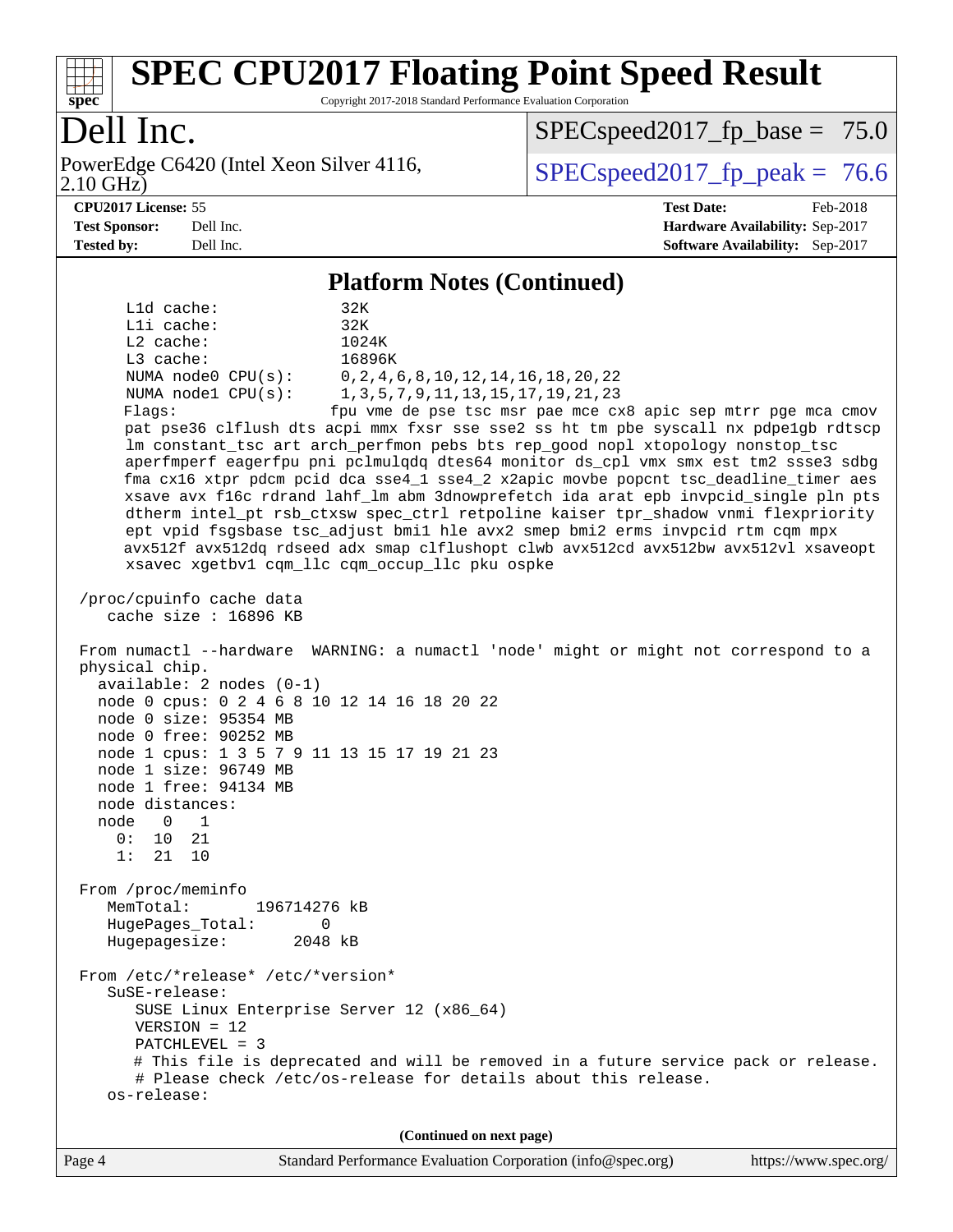## Platform Notes (Continued)

```
     L1d cache:             32K
     L1i cache:             32K
     L2 cache:              1024K
     L3 cache:              16896K
     NUMA node0 CPU(s):     0,2,4,6,8,10,12,14,16,18,20,22
     NUMA node1 CPU(s):     1,3,5,7,9,11,13,15,17,19,21,23
     Flags:                fpu vme de pse tsc msr pae mce cx8 apic sep mtrr pge mca cmov
     pat pse36 clflush dts acpi mmx fxsr sse sse2 ss ht tm pbe syscall nx pdpe1gb rdtscp
     lm constant_tsc art arch_perfmon pebs bts rep_good nopl xtopology nonstop_tsc
     aperfmperf eagerfpu pni pclmulqdq dtes64 monitor ds_cpl vmx smx est tm2 ssse3 sdbg
     fma cx16 xtpr pdcm pcid dca sse4_1 sse4_2 x2apic movbe popcnt tsc_deadline_timer aes
     xsave avx f16c rdrand lahf_lm abm 3dnowprefetch ida arat epb invpcid_single pln pts
     dtherm intel_pt rsb_ctxsw spec_ctrl retpoline kaiser tpr_shadow vnmi flexpriority
     ept vpid fsgsbase tsc_adjust bmi1 hle avx2 smep bmi2 erms invpcid rtm cqm mpx
     avx512f avx512dq rdseed adx smap clflushopt clwb avx512cd avx512bw avx512vl xsaveopt
     xsavec xgetbv1 cqm_llc cqm_occup_llc pku ospke

 /proc/cpuinfo cache data
    cache size : 16896 KB

 From numactl --hardware  WARNING: a numactl 'node' might or might not correspond to a
 physical chip.
   available: 2 nodes (0-1)
   node 0 cpus: 0 2 4 6 8 10 12 14 16 18 20 22
   node 0 size: 95354 MB
   node 0 free: 90252 MB
   node 1 cpus: 1 3 5 7 9 11 13 15 17 19 21 23
   node 1 size: 96749 MB
   node 1 free: 94134 MB
   node distances:
   node   0   1
     0:  10  21
     1:  21  10

 From /proc/meminfo
    MemTotal:       196714276 kB
    HugePages_Total:       0
    Hugepagesize:       2048 kB

 From /etc/*release* /etc/*version*
    SuSE-release:
       SUSE Linux Enterprise Server 12 (x86_64)
       VERSION = 12
       PATCHLEVEL = 3
       # This file is deprecated and will be removed in a future service pack or release.
       # Please check /etc/os-release for details about this release.
    os-release:
```

**(Continued on next page)**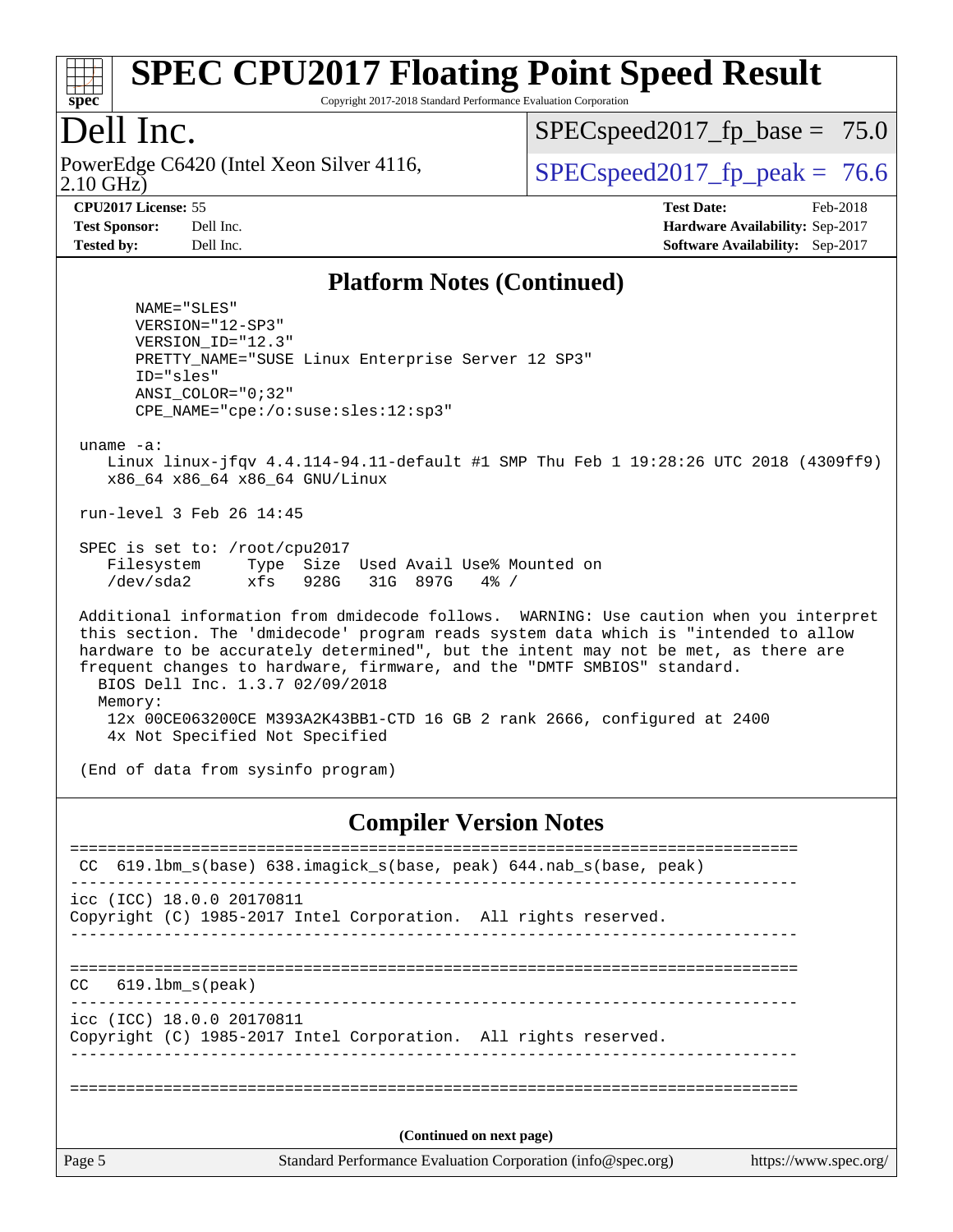# SPEC CPU2017 Floating Point Speed Result

Copyright 2017-2018 Standard Performance Evaluation Corporation

## Dell Inc.

PowerEdge C6420 (Intel Xeon Silver 4116, 2.10 GHz)

SPECspeed2017_fp_base = 75.0

SPECspeed2017_fp_peak = 76.6

**CPU2017 License:** 55
**Test Sponsor:** Dell Inc.
**Tested by:** Dell Inc.

**Test Date:** Feb-2018
**Hardware Availability:** Sep-2017
**Software Availability:** Sep-2017

### Platform Notes (Continued)

```
      NAME="SLES"
      VERSION="12-SP3"
      VERSION_ID="12.3"
      PRETTY_NAME="SUSE Linux Enterprise Server 12 SP3"
      ID="sles"
      ANSI_COLOR="0;32"
      CPE_NAME="cpe:/o:suse:sles:12:sp3"

uname -a:
   Linux linux-jfqv 4.4.114-94.11-default #1 SMP Thu Feb 1 19:28:26 UTC 2018 (4309ff9)
   x86_64 x86_64 x86_64 GNU/Linux

run-level 3 Feb 26 14:45

SPEC is set to: /root/cpu2017
   Filesystem     Type  Size  Used Avail Use% Mounted on
   /dev/sda2      xfs   928G   31G  897G   4% /

Additional information from dmidecode follows.  WARNING: Use caution when you interpret
this section. The 'dmidecode' program reads system data which is "intended to allow
hardware to be accurately determined", but the intent may not be met, as there are
frequent changes to hardware, firmware, and the "DMTF SMBIOS" standard.
  BIOS Dell Inc. 1.3.7 02/09/2018
  Memory:
   12x 00CE063200CE M393A2K43BB1-CTD 16 GB 2 rank 2666, configured at 2400
   4x Not Specified Not Specified

(End of data from sysinfo program)
```

### Compiler Version Notes

```
==============================================================================
 CC  619.lbm_s(base) 638.imagick_s(base, peak) 644.nab_s(base, peak)
------------------------------------------------------------------------------
icc (ICC) 18.0.0 20170811
Copyright (C) 1985-2017 Intel Corporation.  All rights reserved.
------------------------------------------------------------------------------

==============================================================================
CC   619.lbm_s(peak)
------------------------------------------------------------------------------
icc (ICC) 18.0.0 20170811
Copyright (C) 1985-2017 Intel Corporation.  All rights reserved.
------------------------------------------------------------------------------

==============================================================================
```

(Continued on next page)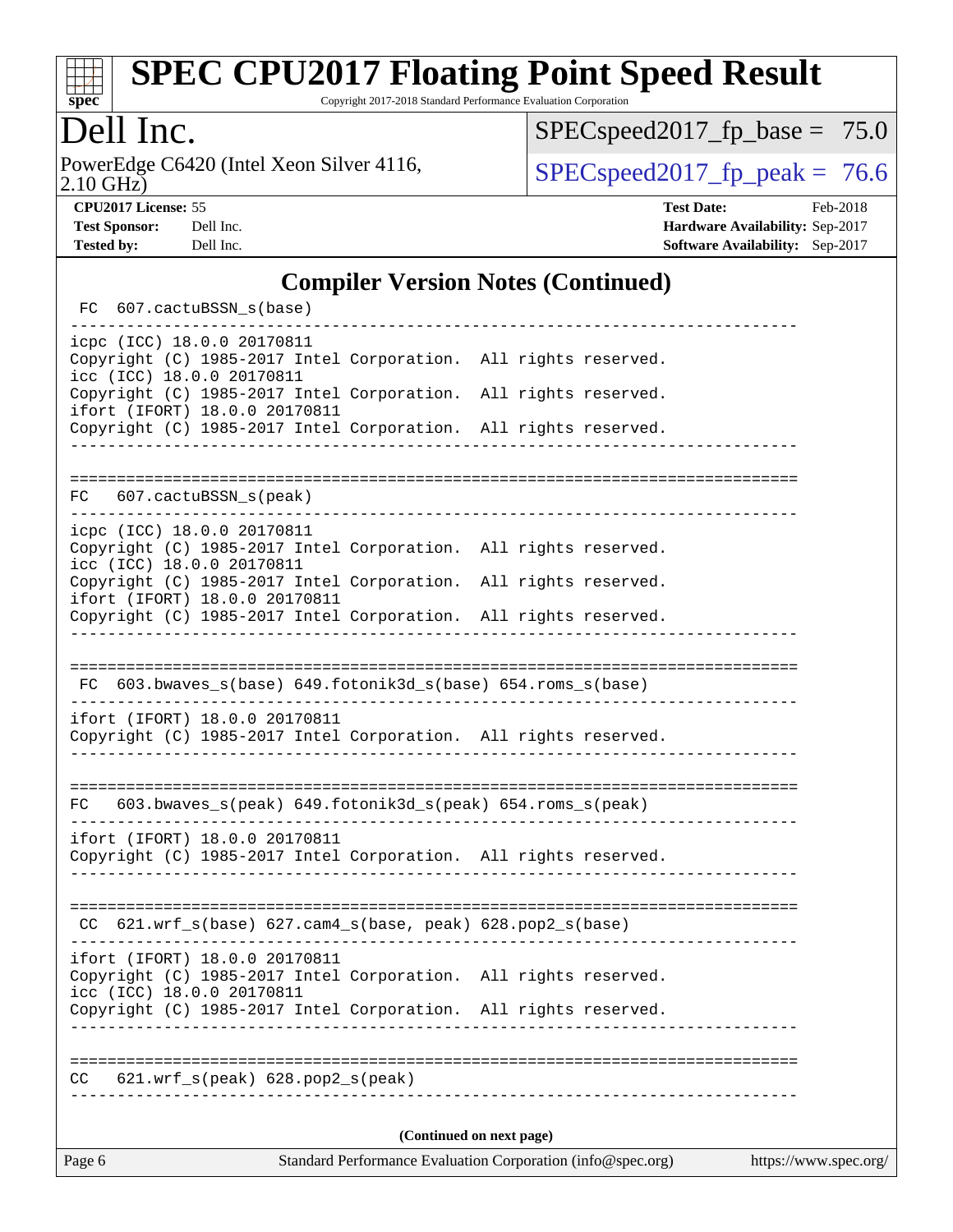# SPEC CPU2017 Floating Point Speed Result

Copyright 2017-2018 Standard Performance Evaluation Corporation

## Dell Inc.

PowerEdge C6420 (Intel Xeon Silver 4116, 2.10 GHz)

SPECspeed2017_fp_base = 75.0

SPECspeed2017_fp_peak = 76.6

**CPU2017 License:** 55
**Test Sponsor:** Dell Inc.
**Tested by:** Dell Inc.

**Test Date:** Feb-2018
**Hardware Availability:** Sep-2017
**Software Availability:** Sep-2017

### Compiler Version Notes (Continued)

```
 FC  607.cactuBSSN_s(base)
------------------------------------------------------------------------------
icpc (ICC) 18.0.0 20170811
Copyright (C) 1985-2017 Intel Corporation.  All rights reserved.
icc (ICC) 18.0.0 20170811
Copyright (C) 1985-2017 Intel Corporation.  All rights reserved.
ifort (IFORT) 18.0.0 20170811
Copyright (C) 1985-2017 Intel Corporation.  All rights reserved.
------------------------------------------------------------------------------

==============================================================================
 FC  607.cactuBSSN_s(peak)
------------------------------------------------------------------------------
icpc (ICC) 18.0.0 20170811
Copyright (C) 1985-2017 Intel Corporation.  All rights reserved.
icc (ICC) 18.0.0 20170811
Copyright (C) 1985-2017 Intel Corporation.  All rights reserved.
ifort (IFORT) 18.0.0 20170811
Copyright (C) 1985-2017 Intel Corporation.  All rights reserved.
------------------------------------------------------------------------------

==============================================================================
 FC  603.bwaves_s(base) 649.fotonik3d_s(base) 654.roms_s(base)
------------------------------------------------------------------------------
ifort (IFORT) 18.0.0 20170811
Copyright (C) 1985-2017 Intel Corporation.  All rights reserved.
------------------------------------------------------------------------------

==============================================================================
 FC  603.bwaves_s(peak) 649.fotonik3d_s(peak) 654.roms_s(peak)
------------------------------------------------------------------------------
ifort (IFORT) 18.0.0 20170811
Copyright (C) 1985-2017 Intel Corporation.  All rights reserved.
------------------------------------------------------------------------------

==============================================================================
 CC  621.wrf_s(base) 627.cam4_s(base, peak) 628.pop2_s(base)
------------------------------------------------------------------------------
ifort (IFORT) 18.0.0 20170811
Copyright (C) 1985-2017 Intel Corporation.  All rights reserved.
icc (ICC) 18.0.0 20170811
Copyright (C) 1985-2017 Intel Corporation.  All rights reserved.
------------------------------------------------------------------------------

==============================================================================
 CC  621.wrf_s(peak) 628.pop2_s(peak)
------------------------------------------------------------------------------
```

(Continued on next page)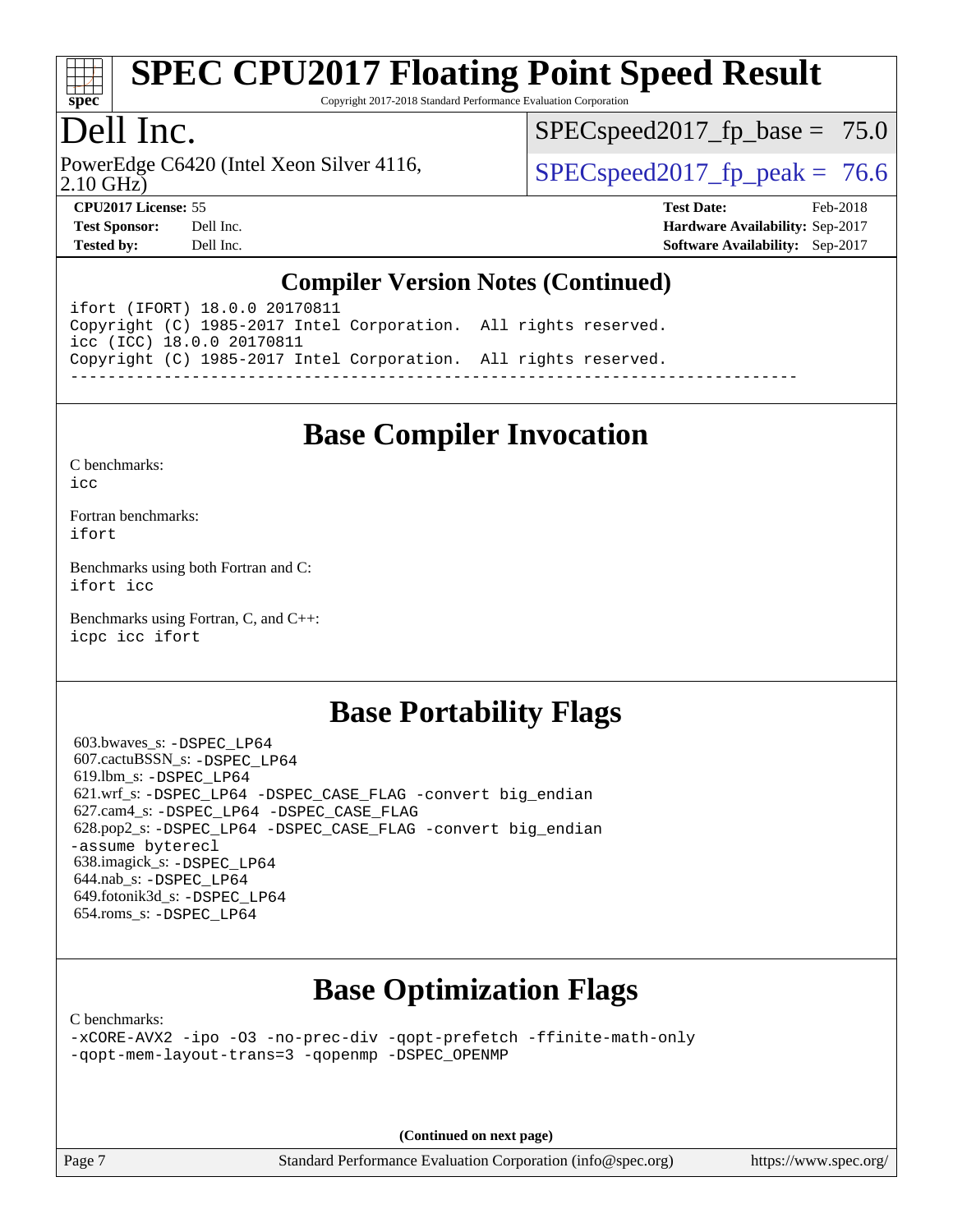## Compiler Version Notes (Continued)

```
ifort (IFORT) 18.0.0 20170811
Copyright (C) 1985-2017 Intel Corporation.  All rights reserved.
icc (ICC) 18.0.0 20170811
Copyright (C) 1985-2017 Intel Corporation.  All rights reserved.
------------------------------------------------------------------------------
```

## Base Compiler Invocation

C benchmarks:
icc

Fortran benchmarks:
ifort

Benchmarks using both Fortran and C:
ifort icc

Benchmarks using Fortran, C, and C++:
icpc icc ifort

## Base Portability Flags

603.bwaves_s: -DSPEC_LP64
607.cactuBSSN_s: -DSPEC_LP64
619.lbm_s: -DSPEC_LP64
621.wrf_s: -DSPEC_LP64 -DSPEC_CASE_FLAG -convert big_endian
627.cam4_s: -DSPEC_LP64 -DSPEC_CASE_FLAG
628.pop2_s: -DSPEC_LP64 -DSPEC_CASE_FLAG -convert big_endian -assume byterecl
638.imagick_s: -DSPEC_LP64
644.nab_s: -DSPEC_LP64
649.fotonik3d_s: -DSPEC_LP64
654.roms_s: -DSPEC_LP64

## Base Optimization Flags

C benchmarks:
-xCORE-AVX2 -ipo -O3 -no-prec-div -qopt-prefetch -ffinite-math-only -qopt-mem-layout-trans=3 -qopenmp -DSPEC_OPENMP

(Continued on next page)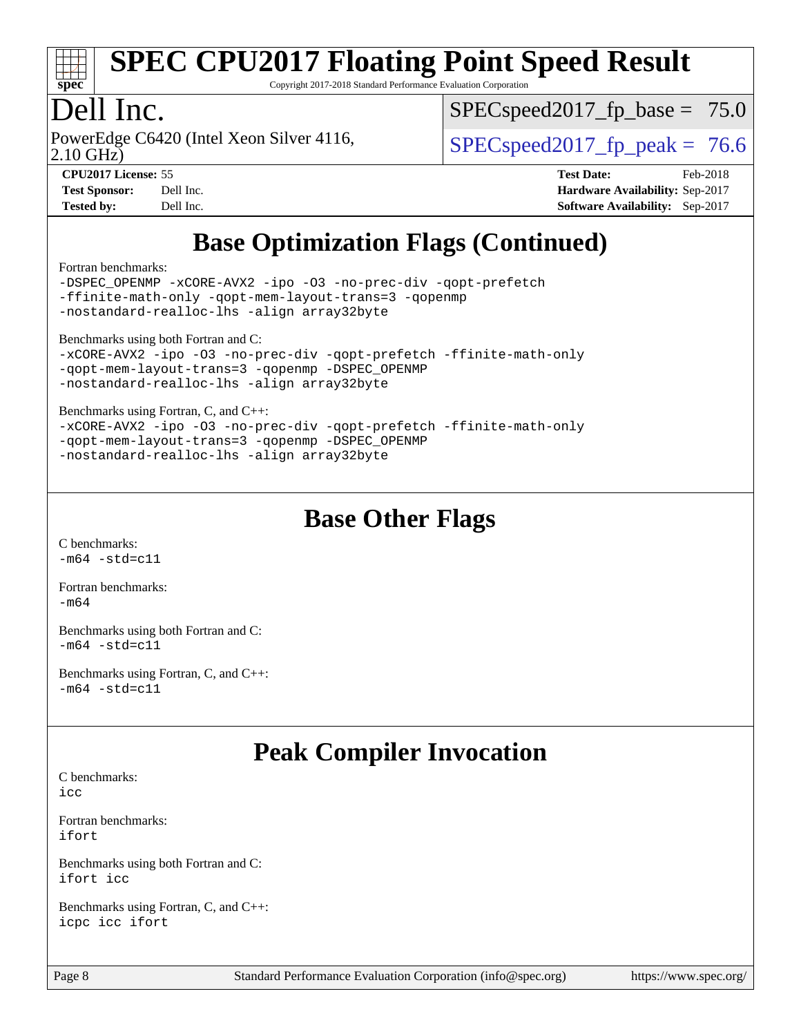# SPEC CPU2017 Floating Point Speed Result

Copyright 2017-2018 Standard Performance Evaluation Corporation

## Dell Inc.

PowerEdge C6420 (Intel Xeon Silver 4116, 2.10 GHz)

SPECspeed2017_fp_base = 75.0

SPECspeed2017_fp_peak = 76.6

**CPU2017 License:** 55
**Test Sponsor:** Dell Inc.
**Tested by:** Dell Inc.
**Test Date:** Feb-2018
**Hardware Availability:** Sep-2017
**Software Availability:** Sep-2017

## Base Optimization Flags (Continued)

Fortran benchmarks:

```
-DSPEC_OPENMP -xCORE-AVX2 -ipo -O3 -no-prec-div -qopt-prefetch
-ffinite-math-only -qopt-mem-layout-trans=3 -qopenmp
-nostandard-realloc-lhs -align array32byte
```

Benchmarks using both Fortran and C:

```
-xCORE-AVX2 -ipo -O3 -no-prec-div -qopt-prefetch -ffinite-math-only
-qopt-mem-layout-trans=3 -qopenmp -DSPEC_OPENMP
-nostandard-realloc-lhs -align array32byte
```

Benchmarks using Fortran, C, and C++:

```
-xCORE-AVX2 -ipo -O3 -no-prec-div -qopt-prefetch -ffinite-math-only
-qopt-mem-layout-trans=3 -qopenmp -DSPEC_OPENMP
-nostandard-realloc-lhs -align array32byte
```

## Base Other Flags

C benchmarks:

```
-m64 -std=c11
```

Fortran benchmarks:

```
-m64
```

Benchmarks using both Fortran and C:

```
-m64 -std=c11
```

Benchmarks using Fortran, C, and C++:

```
-m64 -std=c11
```

## Peak Compiler Invocation

C benchmarks:

```
icc
```

Fortran benchmarks:

```
ifort
```

Benchmarks using both Fortran and C:

```
ifort icc
```

Benchmarks using Fortran, C, and C++:

```
icpc icc ifort
```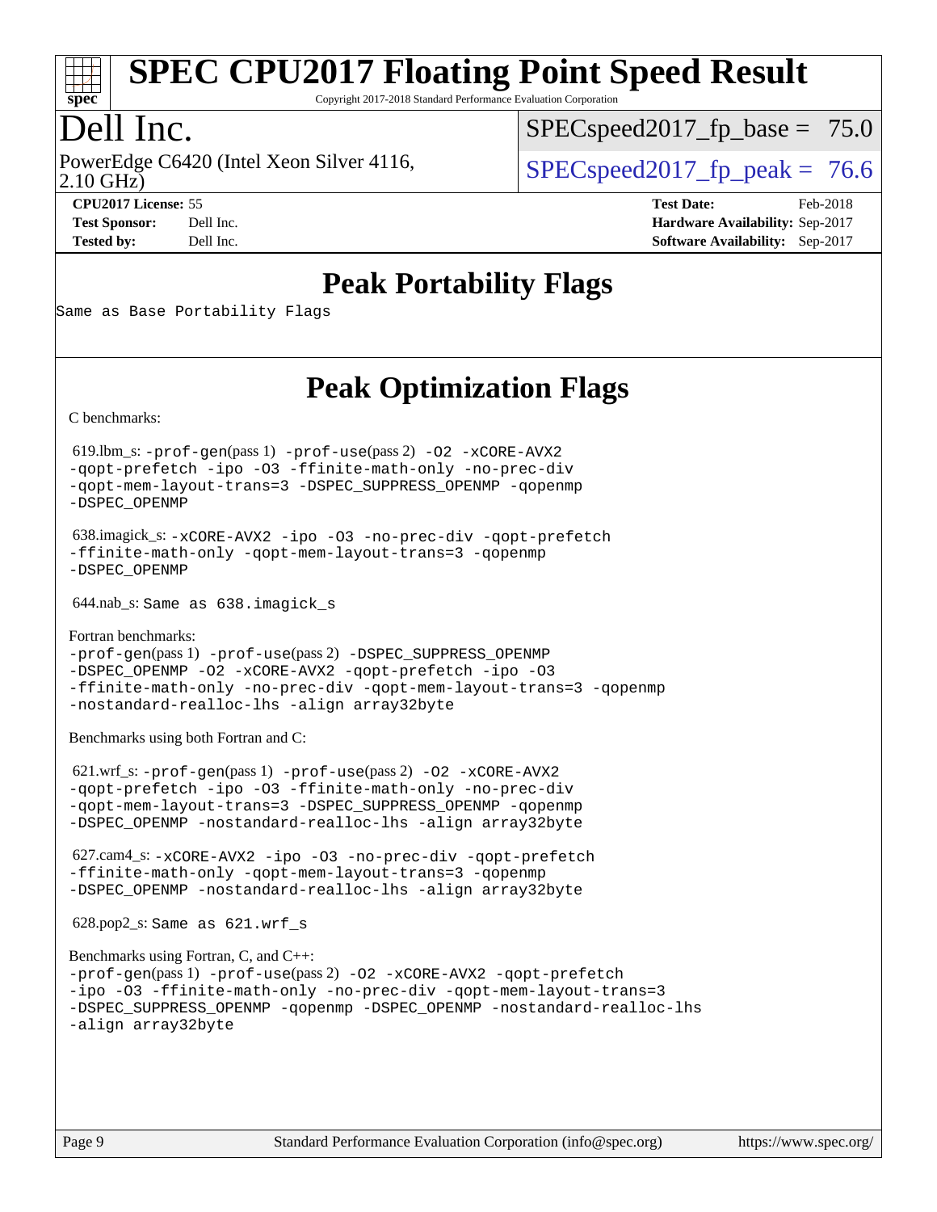# SPEC CPU2017 Floating Point Speed Result

Copyright 2017-2018 Standard Performance Evaluation Corporation

**Dell Inc.**

PowerEdge C6420 (Intel Xeon Silver 4116, 2.10 GHz)

SPECspeed2017_fp_base = 75.0

SPECspeed2017_fp_peak = 76.6

**CPU2017 License:** 55
**Test Sponsor:** Dell Inc.
**Tested by:** Dell Inc.

**Test Date:** Feb-2018
**Hardware Availability:** Sep-2017
**Software Availability:** Sep-2017

## Peak Portability Flags

Same as Base Portability Flags

## Peak Optimization Flags

C benchmarks:

619.lbm_s: -prof-gen(pass 1) -prof-use(pass 2) -O2 -xCORE-AVX2 -qopt-prefetch -ipo -O3 -ffinite-math-only -no-prec-div -qopt-mem-layout-trans=3 -DSPEC_SUPPRESS_OPENMP -qopenmp -DSPEC_OPENMP

638.imagick_s: -xCORE-AVX2 -ipo -O3 -no-prec-div -qopt-prefetch -ffinite-math-only -qopt-mem-layout-trans=3 -qopenmp -DSPEC_OPENMP

644.nab_s: Same as 638.imagick_s

Fortran benchmarks:

-prof-gen(pass 1) -prof-use(pass 2) -DSPEC_SUPPRESS_OPENMP -DSPEC_OPENMP -O2 -xCORE-AVX2 -qopt-prefetch -ipo -O3 -ffinite-math-only -no-prec-div -qopt-mem-layout-trans=3 -qopenmp -nostandard-realloc-lhs -align array32byte

Benchmarks using both Fortran and C:

621.wrf_s: -prof-gen(pass 1) -prof-use(pass 2) -O2 -xCORE-AVX2 -qopt-prefetch -ipo -O3 -ffinite-math-only -no-prec-div -qopt-mem-layout-trans=3 -DSPEC_SUPPRESS_OPENMP -qopenmp -DSPEC_OPENMP -nostandard-realloc-lhs -align array32byte

627.cam4_s: -xCORE-AVX2 -ipo -O3 -no-prec-div -qopt-prefetch -ffinite-math-only -qopt-mem-layout-trans=3 -qopenmp -DSPEC_OPENMP -nostandard-realloc-lhs -align array32byte

628.pop2_s: Same as 621.wrf_s

Benchmarks using Fortran, C, and C++:

-prof-gen(pass 1) -prof-use(pass 2) -O2 -xCORE-AVX2 -qopt-prefetch -ipo -O3 -ffinite-math-only -no-prec-div -qopt-mem-layout-trans=3 -DSPEC_SUPPRESS_OPENMP -qopenmp -DSPEC_OPENMP -nostandard-realloc-lhs -align array32byte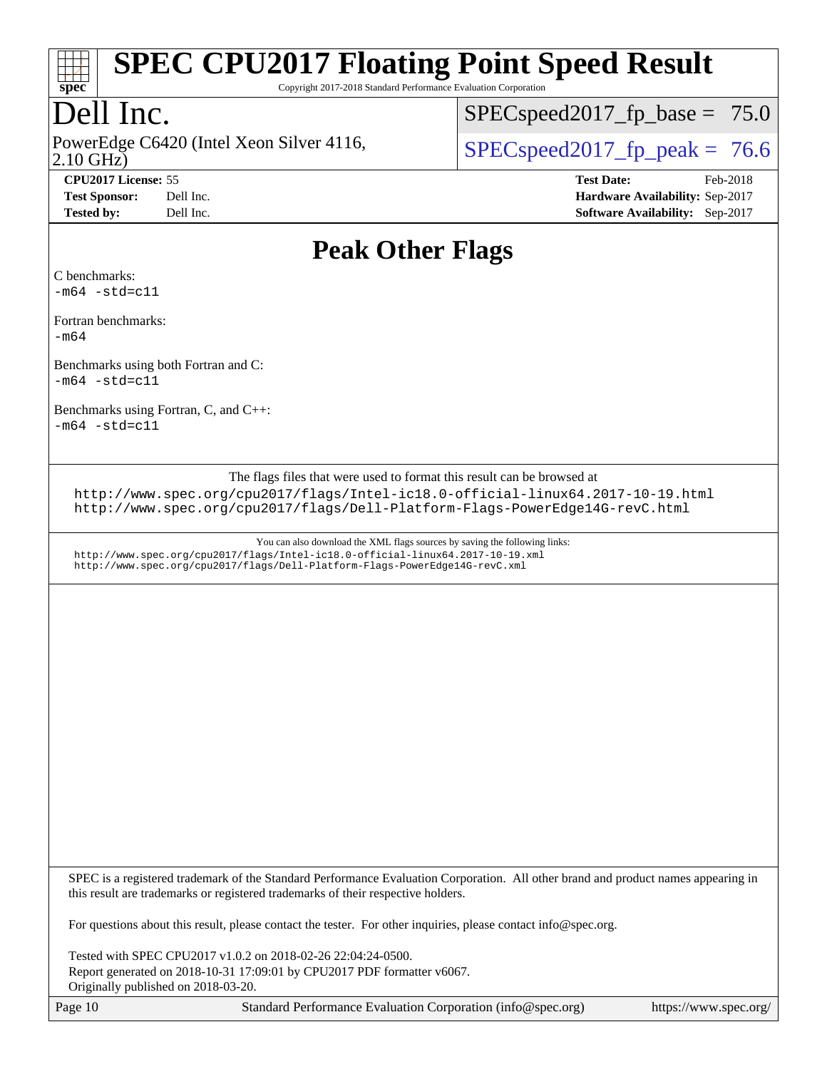# SPEC CPU2017 Floating Point Speed Result

Copyright 2017-2018 Standard Performance Evaluation Corporation

# Dell Inc.

PowerEdge C6420 (Intel Xeon Silver 4116, 2.10 GHz)

SPECspeed2017_fp_base = 75.0

SPECspeed2017_fp_peak = 76.6

**CPU2017 License:** 55
**Test Sponsor:** Dell Inc.
**Tested by:** Dell Inc.

**Test Date:** Feb-2018
**Hardware Availability:** Sep-2017
**Software Availability:** Sep-2017

## Peak Other Flags

C benchmarks:
-m64 -std=c11

Fortran benchmarks:
-m64

Benchmarks using both Fortran and C:
-m64 -std=c11

Benchmarks using Fortran, C, and C++:
-m64 -std=c11

The flags files that were used to format this result can be browsed at
http://www.spec.org/cpu2017/flags/Intel-ic18.0-official-linux64.2017-10-19.html
http://www.spec.org/cpu2017/flags/Dell-Platform-Flags-PowerEdge14G-revC.html

You can also download the XML flags sources by saving the following links:
http://www.spec.org/cpu2017/flags/Intel-ic18.0-official-linux64.2017-10-19.xml
http://www.spec.org/cpu2017/flags/Dell-Platform-Flags-PowerEdge14G-revC.xml

SPEC is a registered trademark of the Standard Performance Evaluation Corporation. All other brand and product names appearing in this result are trademarks or registered trademarks of their respective holders.

For questions about this result, please contact the tester. For other inquiries, please contact info@spec.org.

Tested with SPEC CPU2017 v1.0.2 on 2018-02-26 22:04:24-0500.
Report generated on 2018-10-31 17:09:01 by CPU2017 PDF formatter v6067.
Originally published on 2018-03-20.